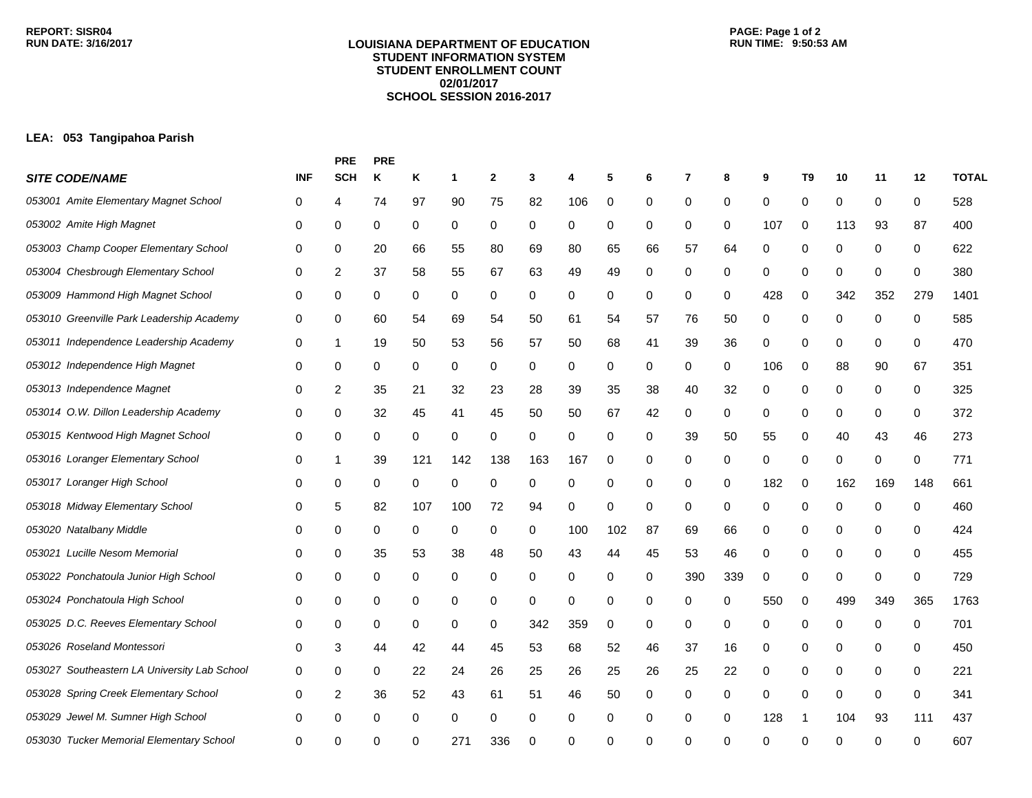REPORT: SISR04
RUN DATE: 3/16/2017

# LOUISIANA DEPARTMENT OF EDUCATION
## STUDENT INFORMATION SYSTEM
## STUDENT ENROLLMENT COUNT
## 02/01/2017
## SCHOOL SESSION 2016-2017

RUN TIME: 9:50:53 AM

**LEA: 053 Tangipahoa Parish**

| *SITE CODE/NAME* | INF | PRE SCH | PRE K | K | 1 | 2 | 3 | 4 | 5 | 6 | 7 | 8 | 9 | T9 | 10 | 11 | 12 | TOTAL |
|---|---|---|---|---|---|---|---|---|---|---|---|---|---|---|---|---|---|---|
| *053001 Amite Elementary Magnet School* | 0 | 4 | 74 | 97 | 90 | 75 | 82 | 106 | 0 | 0 | 0 | 0 | 0 | 0 | 0 | 0 | 0 | 528 |
| *053002 Amite High Magnet* | 0 | 0 | 0 | 0 | 0 | 0 | 0 | 0 | 0 | 0 | 0 | 0 | 107 | 0 | 113 | 93 | 87 | 400 |
| *053003 Champ Cooper Elementary School* | 0 | 0 | 20 | 66 | 55 | 80 | 69 | 80 | 65 | 66 | 57 | 64 | 0 | 0 | 0 | 0 | 0 | 622 |
| *053004 Chesbrough Elementary School* | 0 | 2 | 37 | 58 | 55 | 67 | 63 | 49 | 49 | 0 | 0 | 0 | 0 | 0 | 0 | 0 | 0 | 380 |
| *053009 Hammond High Magnet School* | 0 | 0 | 0 | 0 | 0 | 0 | 0 | 0 | 0 | 0 | 0 | 0 | 428 | 0 | 342 | 352 | 279 | 1401 |
| *053010 Greenville Park Leadership Academy* | 0 | 0 | 60 | 54 | 69 | 54 | 50 | 61 | 54 | 57 | 76 | 50 | 0 | 0 | 0 | 0 | 0 | 585 |
| *053011 Independence Leadership Academy* | 0 | 1 | 19 | 50 | 53 | 56 | 57 | 50 | 68 | 41 | 39 | 36 | 0 | 0 | 0 | 0 | 0 | 470 |
| *053012 Independence High Magnet* | 0 | 0 | 0 | 0 | 0 | 0 | 0 | 0 | 0 | 0 | 0 | 0 | 106 | 0 | 88 | 90 | 67 | 351 |
| *053013 Independence Magnet* | 0 | 2 | 35 | 21 | 32 | 23 | 28 | 39 | 35 | 38 | 40 | 32 | 0 | 0 | 0 | 0 | 0 | 325 |
| *053014 O.W. Dillon Leadership Academy* | 0 | 0 | 32 | 45 | 41 | 45 | 50 | 50 | 67 | 42 | 0 | 0 | 0 | 0 | 0 | 0 | 0 | 372 |
| *053015 Kentwood High Magnet School* | 0 | 0 | 0 | 0 | 0 | 0 | 0 | 0 | 0 | 0 | 39 | 50 | 55 | 0 | 40 | 43 | 46 | 273 |
| *053016 Loranger Elementary School* | 0 | 1 | 39 | 121 | 142 | 138 | 163 | 167 | 0 | 0 | 0 | 0 | 0 | 0 | 0 | 0 | 0 | 771 |
| *053017 Loranger High School* | 0 | 0 | 0 | 0 | 0 | 0 | 0 | 0 | 0 | 0 | 0 | 0 | 182 | 0 | 162 | 169 | 148 | 661 |
| *053018 Midway Elementary School* | 0 | 5 | 82 | 107 | 100 | 72 | 94 | 0 | 0 | 0 | 0 | 0 | 0 | 0 | 0 | 0 | 0 | 460 |
| *053020 Natalbany Middle* | 0 | 0 | 0 | 0 | 0 | 0 | 0 | 100 | 102 | 87 | 69 | 66 | 0 | 0 | 0 | 0 | 0 | 424 |
| *053021 Lucille Nesom Memorial* | 0 | 0 | 35 | 53 | 38 | 48 | 50 | 43 | 44 | 45 | 53 | 46 | 0 | 0 | 0 | 0 | 0 | 455 |
| *053022 Ponchatoula Junior High School* | 0 | 0 | 0 | 0 | 0 | 0 | 0 | 0 | 0 | 0 | 390 | 339 | 0 | 0 | 0 | 0 | 0 | 729 |
| *053024 Ponchatoula High School* | 0 | 0 | 0 | 0 | 0 | 0 | 0 | 0 | 0 | 0 | 0 | 0 | 550 | 0 | 499 | 349 | 365 | 1763 |
| *053025 D.C. Reeves Elementary School* | 0 | 0 | 0 | 0 | 0 | 0 | 342 | 359 | 0 | 0 | 0 | 0 | 0 | 0 | 0 | 0 | 0 | 701 |
| *053026 Roseland Montessori* | 0 | 3 | 44 | 42 | 44 | 45 | 53 | 68 | 52 | 46 | 37 | 16 | 0 | 0 | 0 | 0 | 0 | 450 |
| *053027 Southeastern LA University Lab School* | 0 | 0 | 0 | 22 | 24 | 26 | 25 | 26 | 25 | 26 | 25 | 22 | 0 | 0 | 0 | 0 | 0 | 221 |
| *053028 Spring Creek Elementary School* | 0 | 2 | 36 | 52 | 43 | 61 | 51 | 46 | 50 | 0 | 0 | 0 | 0 | 0 | 0 | 0 | 0 | 341 |
| *053029 Jewel M. Sumner High School* | 0 | 0 | 0 | 0 | 0 | 0 | 0 | 0 | 0 | 0 | 0 | 0 | 128 | 1 | 104 | 93 | 111 | 437 |
| *053030 Tucker Memorial Elementary School* | 0 | 0 | 0 | 0 | 271 | 336 | 0 | 0 | 0 | 0 | 0 | 0 | 0 | 0 | 0 | 0 | 0 | 607 |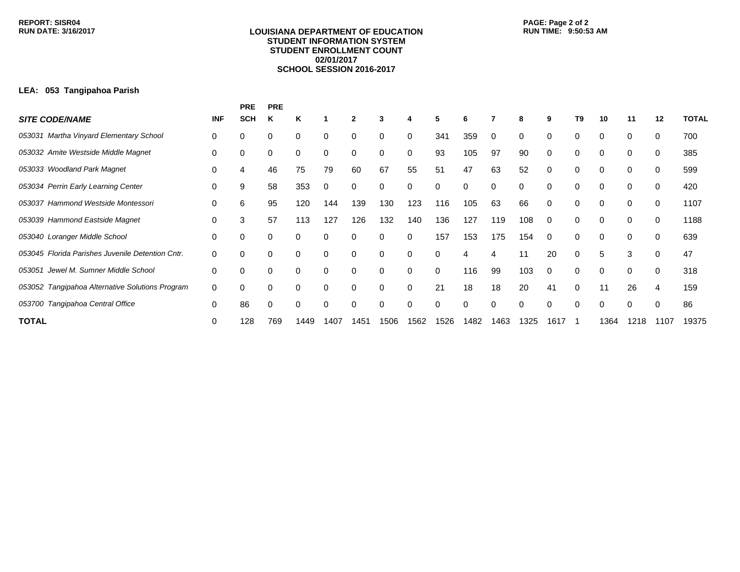REPORT: SISR04
RUN DATE: 3/16/2017

**LOUISIANA DEPARTMENT OF EDUCATION**
**STUDENT INFORMATION SYSTEM**
**STUDENT ENROLLMENT COUNT**
**02/01/2017**
**SCHOOL SESSION 2016-2017**

RUN TIME: 9:50:53 AM

**LEA: 053 Tangipahoa Parish**

| SITE CODE/NAME | INF | PRE SCH | PRE K | K | 1 | 2 | 3 | 4 | 5 | 6 | 7 | 8 | 9 | T9 | 10 | 11 | 12 | TOTAL |
|---|---|---|---|---|---|---|---|---|---|---|---|---|---|---|---|---|---|---|
| *053031 Martha Vinyard Elementary School* | 0 | 0 | 0 | 0 | 0 | 0 | 0 | 0 | 341 | 359 | 0 | 0 | 0 | 0 | 0 | 0 | 0 | 700 |
| *053032 Amite Westside Middle Magnet* | 0 | 0 | 0 | 0 | 0 | 0 | 0 | 0 | 93 | 105 | 97 | 90 | 0 | 0 | 0 | 0 | 0 | 385 |
| *053033 Woodland Park Magnet* | 0 | 4 | 46 | 75 | 79 | 60 | 67 | 55 | 51 | 47 | 63 | 52 | 0 | 0 | 0 | 0 | 0 | 599 |
| *053034 Perrin Early Learning Center* | 0 | 9 | 58 | 353 | 0 | 0 | 0 | 0 | 0 | 0 | 0 | 0 | 0 | 0 | 0 | 0 | 0 | 420 |
| *053037 Hammond Westside Montessori* | 0 | 6 | 95 | 120 | 144 | 139 | 130 | 123 | 116 | 105 | 63 | 66 | 0 | 0 | 0 | 0 | 0 | 1107 |
| *053039 Hammond Eastside Magnet* | 0 | 3 | 57 | 113 | 127 | 126 | 132 | 140 | 136 | 127 | 119 | 108 | 0 | 0 | 0 | 0 | 0 | 1188 |
| *053040 Loranger Middle School* | 0 | 0 | 0 | 0 | 0 | 0 | 0 | 0 | 157 | 153 | 175 | 154 | 0 | 0 | 0 | 0 | 0 | 639 |
| *053045 Florida Parishes Juvenile Detention Cntr.* | 0 | 0 | 0 | 0 | 0 | 0 | 0 | 0 | 0 | 4 | 4 | 11 | 20 | 0 | 5 | 3 | 0 | 47 |
| *053051 Jewel M. Sumner Middle School* | 0 | 0 | 0 | 0 | 0 | 0 | 0 | 0 | 0 | 116 | 99 | 103 | 0 | 0 | 0 | 0 | 0 | 318 |
| *053052 Tangipahoa Alternative Solutions Program* | 0 | 0 | 0 | 0 | 0 | 0 | 0 | 0 | 21 | 18 | 18 | 20 | 41 | 0 | 11 | 26 | 4 | 159 |
| *053700 Tangipahoa Central Office* | 0 | 86 | 0 | 0 | 0 | 0 | 0 | 0 | 0 | 0 | 0 | 0 | 0 | 0 | 0 | 0 | 0 | 86 |
| **TOTAL** | 0 | 128 | 769 | 1449 | 1407 | 1451 | 1506 | 1562 | 1526 | 1482 | 1463 | 1325 | 1617 | 1 | 1364 | 1218 | 1107 | 19375 |